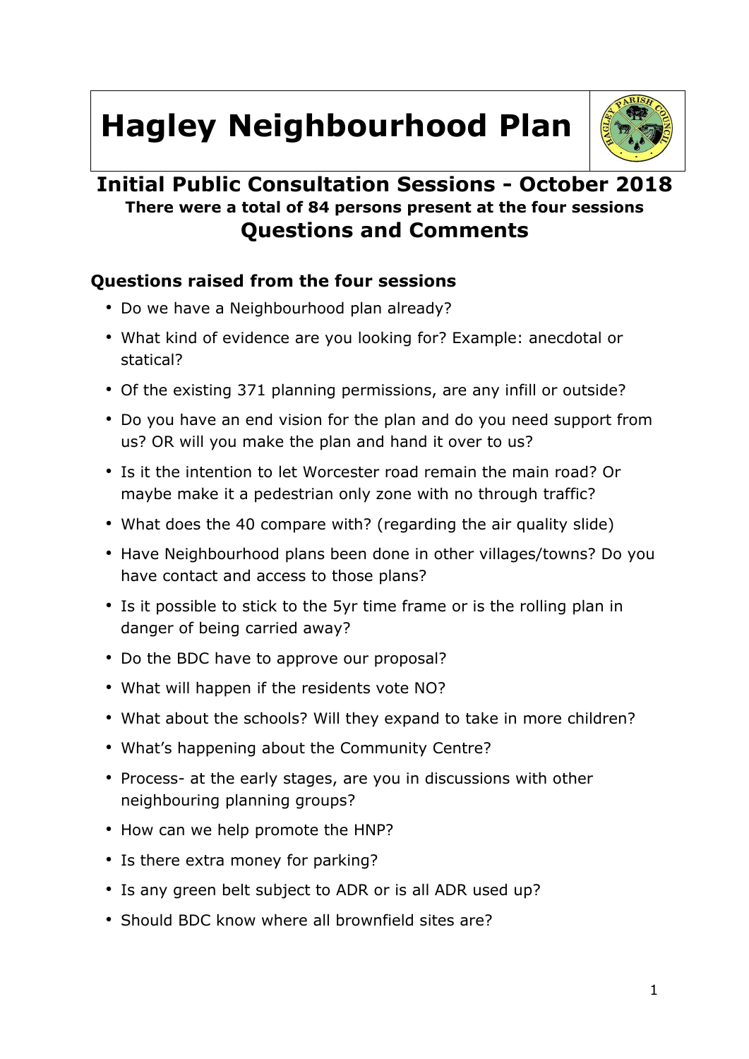# Hagley Neighbourhood Plan

## Initial Public Consultation Sessions - October 2018

**There were a total of 84 persons present at the four sessions**

## Questions and Comments

### Questions raised from the four sessions

- Do we have a Neighbourhood plan already?
- What kind of evidence are you looking for? Example: anecdotal or statical?
- Of the existing 371 planning permissions, are any infill or outside?
- Do you have an end vision for the plan and do you need support from us? OR will you make the plan and hand it over to us?
- Is it the intention to let Worcester road remain the main road? Or maybe make it a pedestrian only zone with no through traffic?
- What does the 40 compare with? (regarding the air quality slide)
- Have Neighbourhood plans been done in other villages/towns? Do you have contact and access to those plans?
- Is it possible to stick to the 5yr time frame or is the rolling plan in danger of being carried away?
- Do the BDC have to approve our proposal?
- What will happen if the residents vote NO?
- What about the schools? Will they expand to take in more children?
- What's happening about the Community Centre?
- Process- at the early stages, are you in discussions with other neighbouring planning groups?
- How can we help promote the HNP?
- Is there extra money for parking?
- Is any green belt subject to ADR or is all ADR used up?
- Should BDC know where all brownfield sites are?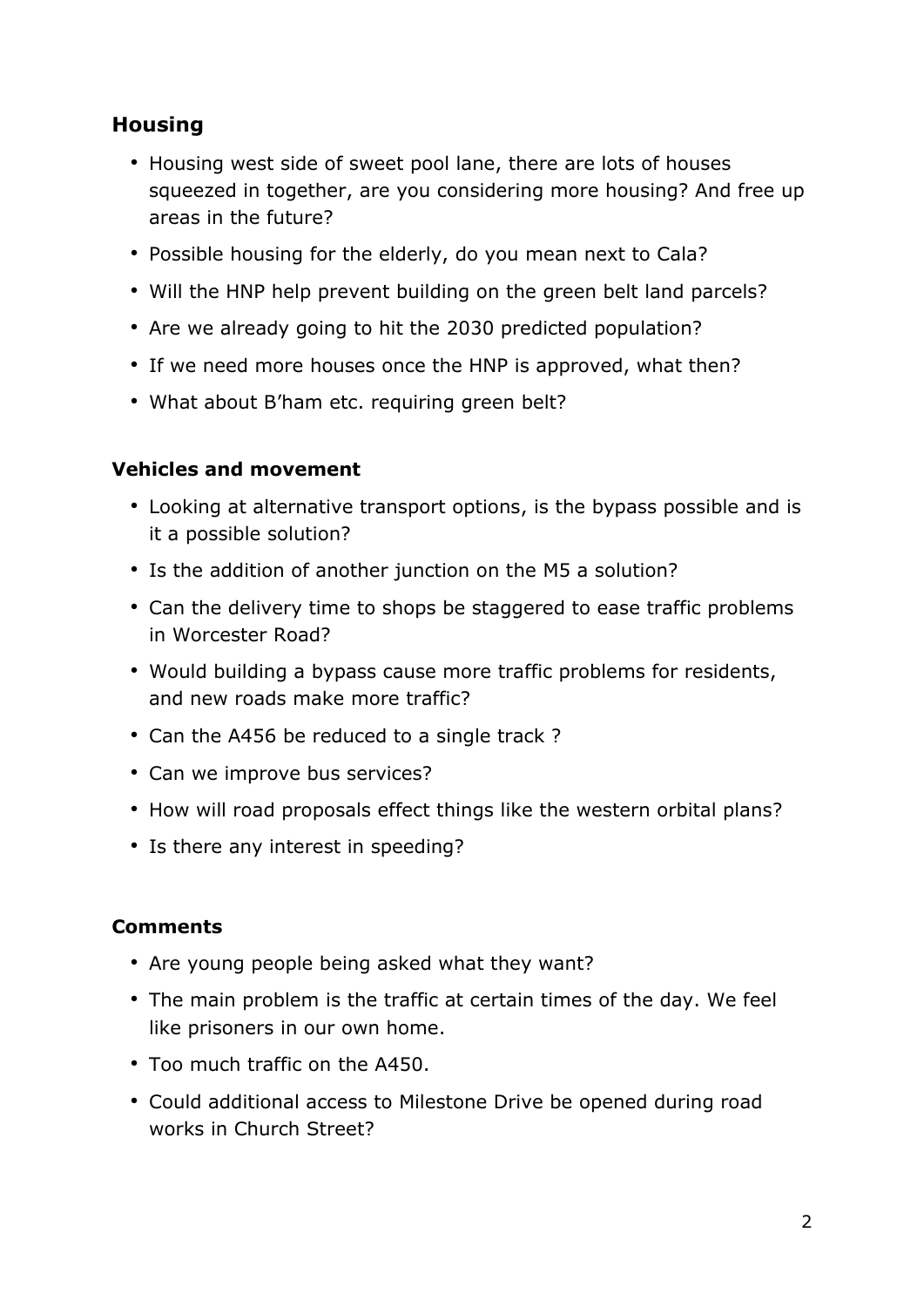## Housing

- Housing west side of sweet pool lane, there are lots of houses squeezed in together, are you considering more housing? And free up areas in the future?
- Possible housing for the elderly, do you mean next to Cala?
- Will the HNP help prevent building on the green belt land parcels?
- Are we already going to hit the 2030 predicted population?
- If we need more houses once the HNP is approved, what then?
- What about B'ham etc. requiring green belt?

### Vehicles and movement

- Looking at alternative transport options, is the bypass possible and is it a possible solution?
- Is the addition of another junction on the M5 a solution?
- Can the delivery time to shops be staggered to ease traffic problems in Worcester Road?
- Would building a bypass cause more traffic problems for residents, and new roads make more traffic?
- Can the A456 be reduced to a single track ?
- Can we improve bus services?
- How will road proposals effect things like the western orbital plans?
- Is there any interest in speeding?

### Comments

- Are young people being asked what they want?
- The main problem is the traffic at certain times of the day. We feel like prisoners in our own home.
- Too much traffic on the A450.
- Could additional access to Milestone Drive be opened during road works in Church Street?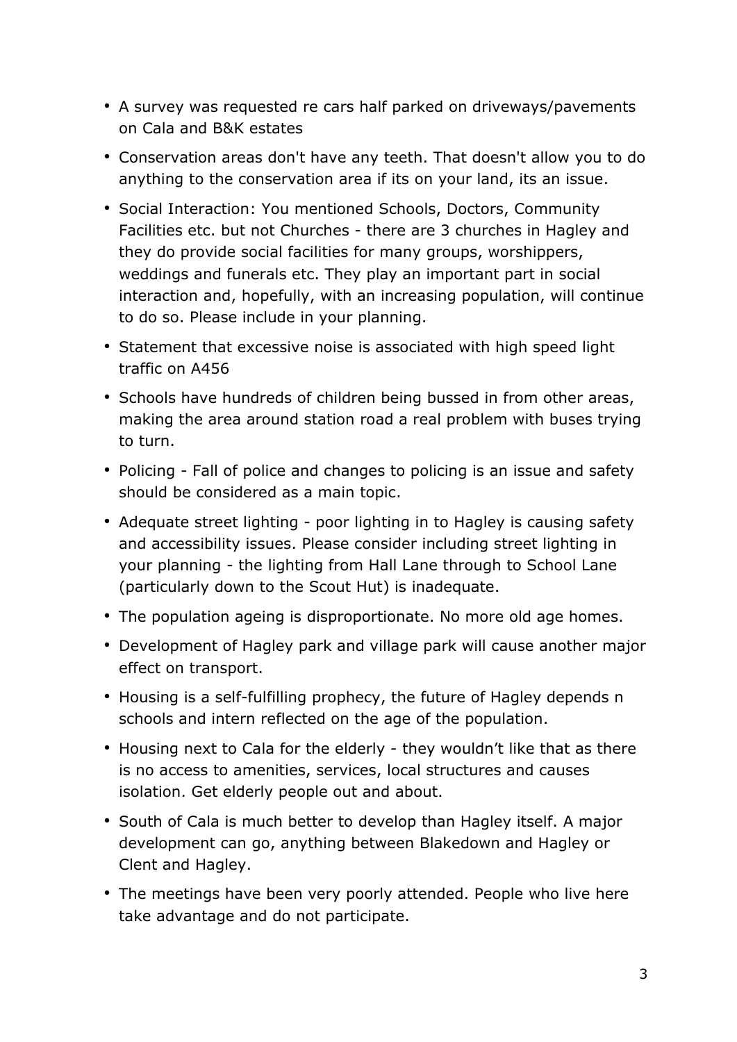- A survey was requested re cars half parked on driveways/pavements on Cala and B&K estates
- Conservation areas don't have any teeth. That doesn't allow you to do anything to the conservation area if its on your land, its an issue.
- Social Interaction: You mentioned Schools, Doctors, Community Facilities etc. but not Churches - there are 3 churches in Hagley and they do provide social facilities for many groups, worshippers, weddings and funerals etc. They play an important part in social interaction and, hopefully, with an increasing population, will continue to do so. Please include in your planning.
- Statement that excessive noise is associated with high speed light traffic on A456
- Schools have hundreds of children being bussed in from other areas, making the area around station road a real problem with buses trying to turn.
- Policing - Fall of police and changes to policing is an issue and safety should be considered as a main topic.
- Adequate street lighting - poor lighting in to Hagley is causing safety and accessibility issues. Please consider including street lighting in your planning - the lighting from Hall Lane through to School Lane (particularly down to the Scout Hut) is inadequate.
- The population ageing is disproportionate. No more old age homes.
- Development of Hagley park and village park will cause another major effect on transport.
- Housing is a self-fulfilling prophecy, the future of Hagley depends n schools and intern reflected on the age of the population.
- Housing next to Cala for the elderly - they wouldn't like that as there is no access to amenities, services, local structures and causes isolation. Get elderly people out and about.
- South of Cala is much better to develop than Hagley itself. A major development can go, anything between Blakedown and Hagley or Clent and Hagley.
- The meetings have been very poorly attended. People who live here take advantage and do not participate.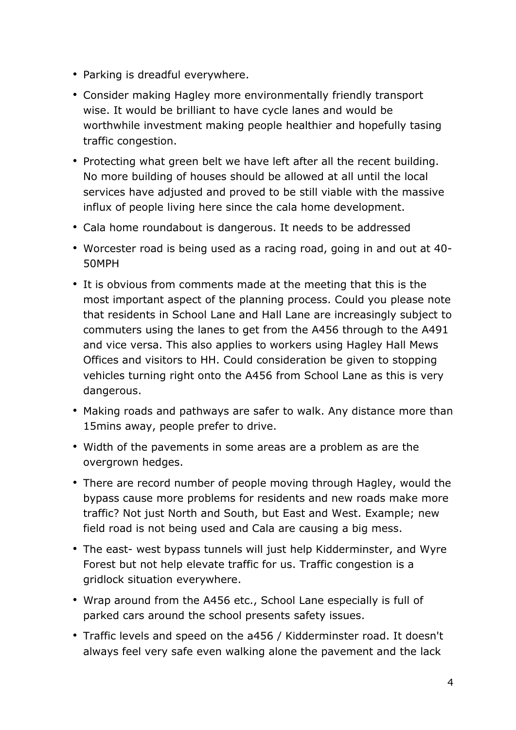- Parking is dreadful everywhere.
- Consider making Hagley more environmentally friendly transport wise. It would be brilliant to have cycle lanes and would be worthwhile investment making people healthier and hopefully tasing traffic congestion.
- Protecting what green belt we have left after all the recent building. No more building of houses should be allowed at all until the local services have adjusted and proved to be still viable with the massive influx of people living here since the cala home development.
- Cala home roundabout is dangerous. It needs to be addressed
- Worcester road is being used as a racing road, going in and out at 40-50MPH
- It is obvious from comments made at the meeting that this is the most important aspect of the planning process. Could you please note that residents in School Lane and Hall Lane are increasingly subject to commuters using the lanes to get from the A456 through to the A491 and vice versa. This also applies to workers using Hagley Hall Mews Offices and visitors to HH. Could consideration be given to stopping vehicles turning right onto the A456 from School Lane as this is very dangerous.
- Making roads and pathways are safer to walk. Any distance more than 15mins away, people prefer to drive.
- Width of the pavements in some areas are a problem as are the overgrown hedges.
- There are record number of people moving through Hagley, would the bypass cause more problems for residents and new roads make more traffic? Not just North and South, but East and West. Example; new field road is not being used and Cala are causing a big mess.
- The east- west bypass tunnels will just help Kidderminster, and Wyre Forest but not help elevate traffic for us. Traffic congestion is a gridlock situation everywhere.
- Wrap around from the A456 etc., School Lane especially is full of parked cars around the school presents safety issues.
- Traffic levels and speed on the a456 / Kidderminster road. It doesn't always feel very safe even walking alone the pavement and the lack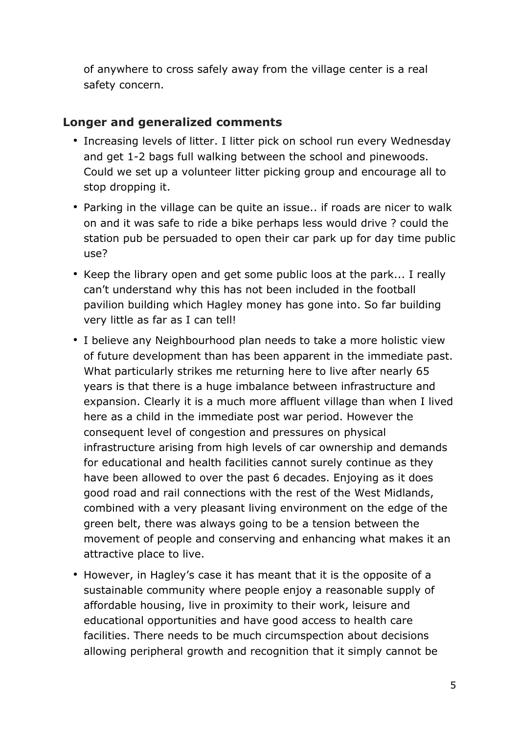of anywhere to cross safely away from the village center is a real safety concern.

### Longer and generalized comments

- Increasing levels of litter. I litter pick on school run every Wednesday and get 1-2 bags full walking between the school and pinewoods. Could we set up a volunteer litter picking group and encourage all to stop dropping it.
- Parking in the village can be quite an issue.. if roads are nicer to walk on and it was safe to ride a bike perhaps less would drive ? could the station pub be persuaded to open their car park up for day time public use?
- Keep the library open and get some public loos at the park... I really can't understand why this has not been included in the football pavilion building which Hagley money has gone into. So far building very little as far as I can tell!
- I believe any Neighbourhood plan needs to take a more holistic view of future development than has been apparent in the immediate past. What particularly strikes me returning here to live after nearly 65 years is that there is a huge imbalance between infrastructure and expansion. Clearly it is a much more affluent village than when I lived here as a child in the immediate post war period. However the consequent level of congestion and pressures on physical infrastructure arising from high levels of car ownership and demands for educational and health facilities cannot surely continue as they have been allowed to over the past 6 decades. Enjoying as it does good road and rail connections with the rest of the West Midlands, combined with a very pleasant living environment on the edge of the green belt, there was always going to be a tension between the movement of people and conserving and enhancing what makes it an attractive place to live.
- However, in Hagley's case it has meant that it is the opposite of a sustainable community where people enjoy a reasonable supply of affordable housing, live in proximity to their work, leisure and educational opportunities and have good access to health care facilities. There needs to be much circumspection about decisions allowing peripheral growth and recognition that it simply cannot be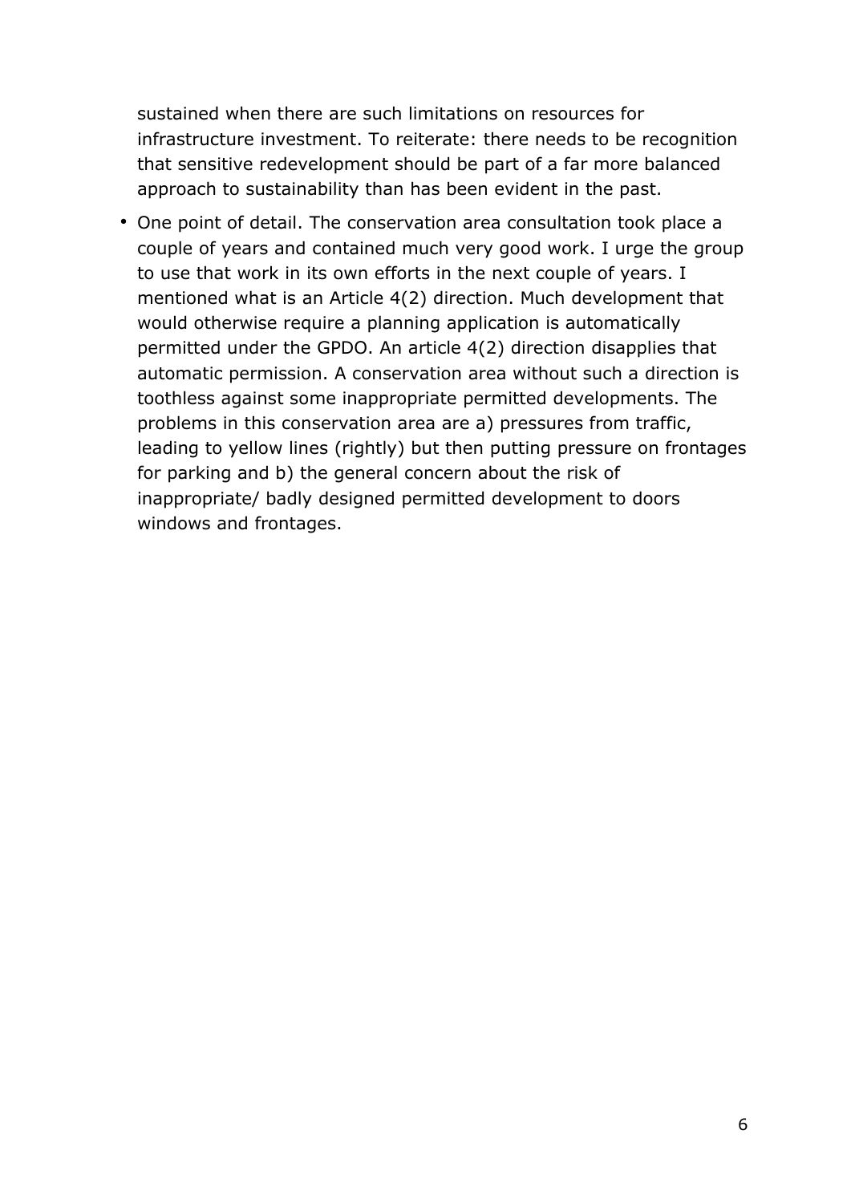sustained when there are such limitations on resources for infrastructure investment. To reiterate: there needs to be recognition that sensitive redevelopment should be part of a far more balanced approach to sustainability than has been evident in the past.

- One point of detail. The conservation area consultation took place a couple of years and contained much very good work. I urge the group to use that work in its own efforts in the next couple of years. I mentioned what is an Article 4(2) direction. Much development that would otherwise require a planning application is automatically permitted under the GPDO. An article 4(2) direction disapplies that automatic permission. A conservation area without such a direction is toothless against some inappropriate permitted developments. The problems in this conservation area are a) pressures from traffic, leading to yellow lines (rightly) but then putting pressure on frontages for parking and b) the general concern about the risk of inappropriate/ badly designed permitted development to doors windows and frontages.